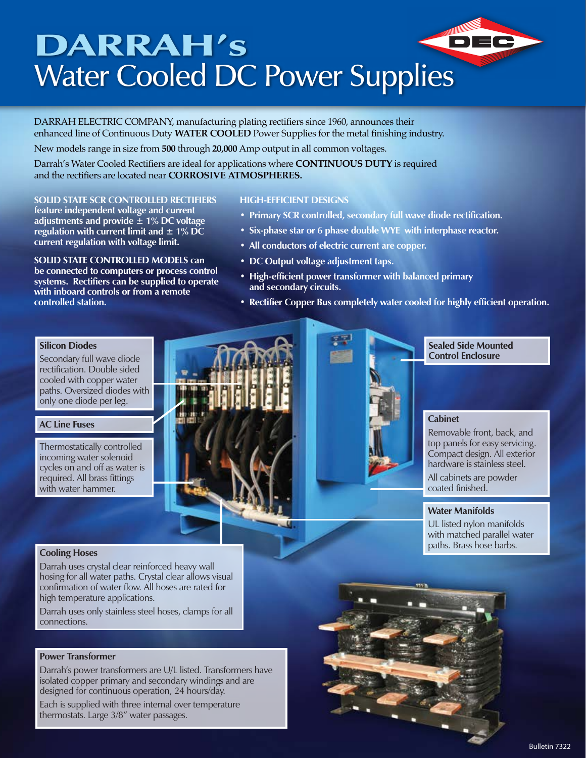# DARRAH's Water Cooled DC Power Supplies

DEC

DARRAH ELECTRIC COMPANY, manufacturing plating rectifiers since 1960, announces their enhanced line of Continuous Duty **WATER COOLED** Power Supplies for the metal finishing industry.

New models range in size from **500** through **20,000** Amp output in all common voltages.

Darrah's Water Cooled Rectifiers are ideal for applications where **CONTINUOUS DUTY** is required and the rectifiers are located near **CORROSIVE ATMOSPHERES.**

**SOLID STATE SCR CONTROLLED RECTIFIERS feature independent voltage and current adjustments and provide ± 1% DC voltage regulation with current limit and ± 1% DC current regulation with voltage limit.**

**SOLID STATE CONTROLLED MODELS can be connected to computers or process control systems. Rectifiers can be supplied to operate with inboard controls or from a remote controlled station.**

**HIGH-EFFICIENT DESIGNS**

- **Primary SCR controlled, secondary full wave diode rectification.**
- **Six-phase star or 6 phase double WYE with interphase reactor.**
- **All conductors of electric current are copper.**
- **DC Output voltage adjustment taps.**
- **High-efficient power transformer with balanced primary and secondary circuits.**
- **Rectifier Copper Bus completely water cooled for highly efficient operation.**

### Silicon Diodes

Secondary full wave diode rectification. Double sided cooled with copper water paths. Oversized diodes with only one diode per leg.

### AC Line Fuses

Thermostatically controlled incoming water solenoid cycles on and off as water is required. All brass fittings with water hammer.

### Sealed Side Mounted Control Enclosure

### Cabinet

Removable front, back, and top panels for easy servicing. Compact design. All exterior hardware is stainless steel.

All cabinets are powder coated finished.

### Water Manifolds

UL listed nylon manifolds with matched parallel water paths. Brass hose barbs.

### Cooling Hoses

Darrah uses crystal clear reinforced heavy wall hosing for all water paths. Crystal clear allows visual confirmation of water flow. All hoses are rated for high temperature applications.

Darrah uses only stainless steel hoses, clamps for all connections.

### Power Transformer

Darrah's power transformers are U/L listed. Transformers have isolated copper primary and secondary windings and are designed for continuous operation, 24 hours/day.

Each is supplied with three internal over temperature thermostats. Large 3/8" water passages.

Bulletin 7322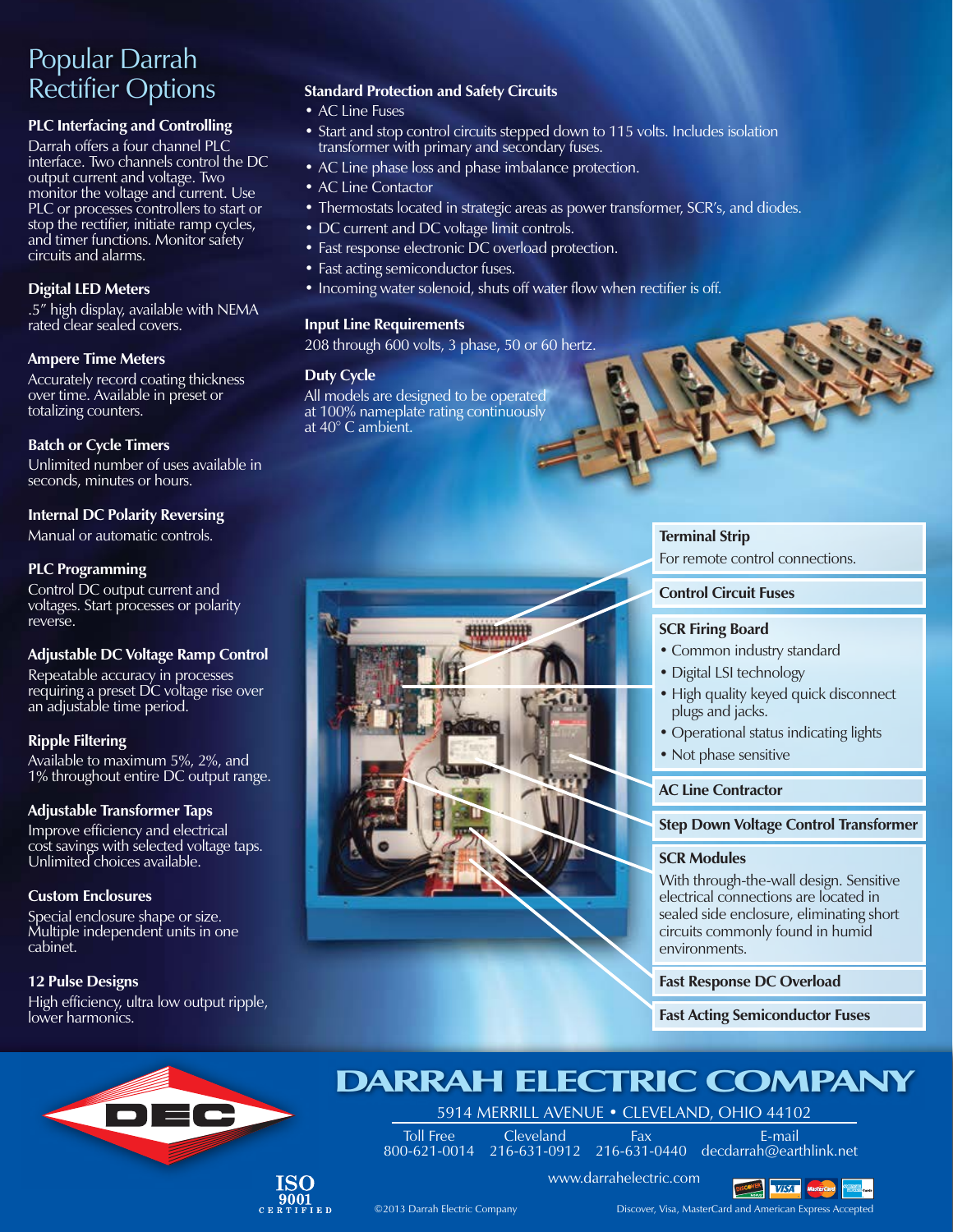# Popular Darrah Rectifier Options

### PLC Interfacing and Controlling

Darrah offers a four channel PLC interface. Two channels control the DC output current and voltage. Two monitor the voltage and current. Use PLC or processes controllers to start or stop the rectifier, initiate ramp cycles, and timer functions. Monitor safety circuits and alarms.

### Digital LED Meters

.5" high display, available with NEMA rated clear sealed covers.

### Ampere Time Meters

Accurately record coating thickness over time. Available in preset or totalizing counters.

### Batch or Cycle Timers

Unlimited number of uses available in seconds, minutes or hours.

### Internal DC Polarity Reversing

Manual or automatic controls.

### PLC Programming

Control DC output current and voltages. Start processes or polarity reverse.

### Adjustable DC Voltage Ramp Control

Repeatable accuracy in processes requiring a preset DC voltage rise over an adjustable time period.

### Ripple Filtering

Available to maximum 5%, 2%, and 1% throughout entire DC output range.

### Adjustable Transformer Taps

Improve efficiency and electrical cost savings with selected voltage taps. Unlimited choices available.

### Custom Enclosures

Special enclosure shape or size. Multiple independent units in one cabinet.

### 12 Pulse Designs

High efficiency, ultra low output ripple, lower harmonics.

### Standard Protection and Safety Circuits

- AC Line Fuses
- Start and stop control circuits stepped down to 115 volts. Includes isolation transformer with primary and secondary fuses.
- AC Line phase loss and phase imbalance protection.
- AC Line Contactor
- Thermostats located in strategic areas as power transformer, SCR's, and diodes.
- DC current and DC voltage limit controls.
- Fast response electronic DC overload protection.
- Fast acting semiconductor fuses.
- Incoming water solenoid, shuts off water flow when rectifier is off.

### Input Line Requirements

208 through 600 volts, 3 phase, 50 or 60 hertz.

### Duty Cycle

All models are designed to be operated at 100% nameplate rating continuously at 40° C ambient.

**Terminal Strip**
For remote control connections.

**Control Circuit Fuses**

**SCR Firing Board**
- Common industry standard
- Digital LSI technology
- High quality keyed quick disconnect plugs and jacks.
- Operational status indicating lights
- Not phase sensitive

**AC Line Contractor**

**Step Down Voltage Control Transformer**

**SCR Modules**
With through-the-wall design. Sensitive electrical connections are located in sealed side enclosure, eliminating short circuits commonly found in humid environments.

**Fast Response DC Overload**

**Fast Acting Semiconductor Fuses**

DEC

## DARRAH ELECTRIC COMPANY

5914 MERRILL AVENUE • CLEVELAND, OHIO 44102

| Toll Free | Cleveland | Fax | E-mail |
|---|---|---|---|
| 800-621-0014 | 216-631-0912 | 216-631-0440 | decdarrah@earthlink.net |

www.darrahelectric.com

ISO 9001 CERTIFIED

©2013 Darrah Electric Company

Discover, Visa, MasterCard and American Express Accepted